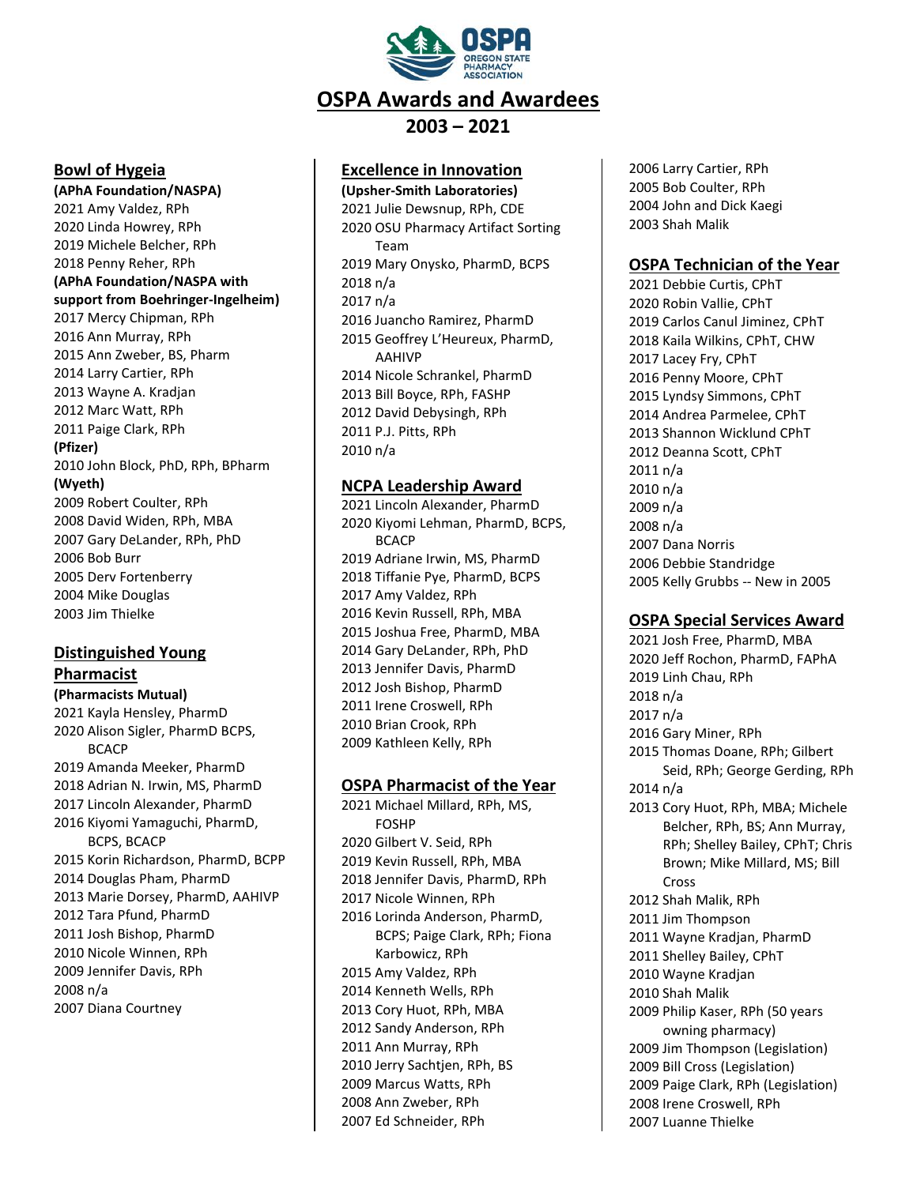# OSPA Awards and Awardees

## 2003 – 2021

### Bowl of Hygeia

**(APhA Foundation/NASPA)**

2021 Amy Valdez, RPh
2020 Linda Howrey, RPh
2019 Michele Belcher, RPh
2018 Penny Reher, RPh

**(APhA Foundation/NASPA with support from Boehringer-Ingelheim)**

2017 Mercy Chipman, RPh
2016 Ann Murray, RPh
2015 Ann Zweber, BS, Pharm
2014 Larry Cartier, RPh
2013 Wayne A. Kradjan
2012 Marc Watt, RPh
2011 Paige Clark, RPh

**(Pfizer)**

2010 John Block, PhD, RPh, BPharm

**(Wyeth)**

2009 Robert Coulter, RPh
2008 David Widen, RPh, MBA
2007 Gary DeLander, RPh, PhD
2006 Bob Burr
2005 Derv Fortenberry
2004 Mike Douglas
2003 Jim Thielke

### Distinguished Young Pharmacist

**(Pharmacists Mutual)**

2021 Kayla Hensley, PharmD
2020 Alison Sigler, PharmD BCPS, BCACP
2019 Amanda Meeker, PharmD
2018 Adrian N. Irwin, MS, PharmD
2017 Lincoln Alexander, PharmD
2016 Kiyomi Yamaguchi, PharmD, BCPS, BCACP
2015 Korin Richardson, PharmD, BCPP
2014 Douglas Pham, PharmD
2013 Marie Dorsey, PharmD, AAHIVP
2012 Tara Pfund, PharmD
2011 Josh Bishop, PharmD
2010 Nicole Winnen, RPh
2009 Jennifer Davis, RPh
2008 n/a
2007 Diana Courtney

### Excellence in Innovation

**(Upsher-Smith Laboratories)**

2021 Julie Dewsnup, RPh, CDE
2020 OSU Pharmacy Artifact Sorting Team
2019 Mary Onysko, PharmD, BCPS
2018 n/a
2017 n/a
2016 Juancho Ramirez, PharmD
2015 Geoffrey L'Heureux, PharmD, AAHIVP
2014 Nicole Schrankel, PharmD
2013 Bill Boyce, RPh, FASHP
2012 David Debysingh, RPh
2011 P.J. Pitts, RPh
2010 n/a

### NCPA Leadership Award

2021 Lincoln Alexander, PharmD
2020 Kiyomi Lehman, PharmD, BCPS, BCACP
2019 Adriane Irwin, MS, PharmD
2018 Tiffanie Pye, PharmD, BCPS
2017 Amy Valdez, RPh
2016 Kevin Russell, RPh, MBA
2015 Joshua Free, PharmD, MBA
2014 Gary DeLander, RPh, PhD
2013 Jennifer Davis, PharmD
2012 Josh Bishop, PharmD
2011 Irene Croswell, RPh
2010 Brian Crook, RPh
2009 Kathleen Kelly, RPh

### OSPA Pharmacist of the Year

2021 Michael Millard, RPh, MS, FOSHP
2020 Gilbert V. Seid, RPh
2019 Kevin Russell, RPh, MBA
2018 Jennifer Davis, PharmD, RPh
2017 Nicole Winnen, RPh
2016 Lorinda Anderson, PharmD, BCPS; Paige Clark, RPh; Fiona Karbowicz, RPh
2015 Amy Valdez, RPh
2014 Kenneth Wells, RPh
2013 Cory Huot, RPh, MBA
2012 Sandy Anderson, RPh
2011 Ann Murray, RPh
2010 Jerry Sachtjen, RPh, BS
2009 Marcus Watts, RPh
2008 Ann Zweber, RPh
2007 Ed Schneider, RPh
2006 Larry Cartier, RPh
2005 Bob Coulter, RPh
2004 John and Dick Kaegi
2003 Shah Malik

### OSPA Technician of the Year

2021 Debbie Curtis, CPhT
2020 Robin Vallie, CPhT
2019 Carlos Canul Jiminez, CPhT
2018 Kaila Wilkins, CPhT, CHW
2017 Lacey Fry, CPhT
2016 Penny Moore, CPhT
2015 Lyndsy Simmons, CPhT
2014 Andrea Parmelee, CPhT
2013 Shannon Wicklund CPhT
2012 Deanna Scott, CPhT
2011 n/a
2010 n/a
2009 n/a
2008 n/a
2007 Dana Norris
2006 Debbie Standridge
2005 Kelly Grubbs -- New in 2005

### OSPA Special Services Award

2021 Josh Free, PharmD, MBA
2020 Jeff Rochon, PharmD, FAPhA
2019 Linh Chau, RPh
2018 n/a
2017 n/a
2016 Gary Miner, RPh
2015 Thomas Doane, RPh; Gilbert Seid, RPh; George Gerding, RPh
2014 n/a
2013 Cory Huot, RPh, MBA; Michele Belcher, RPh, BS; Ann Murray, RPh; Shelley Bailey, CPhT; Chris Brown; Mike Millard, MS; Bill Cross
2012 Shah Malik, RPh
2011 Jim Thompson
2011 Wayne Kradjan, PharmD
2011 Shelley Bailey, CPhT
2010 Wayne Kradjan
2010 Shah Malik
2009 Philip Kaser, RPh (50 years owning pharmacy)
2009 Jim Thompson (Legislation)
2009 Bill Cross (Legislation)
2009 Paige Clark, RPh (Legislation)
2008 Irene Croswell, RPh
2007 Luanne Thielke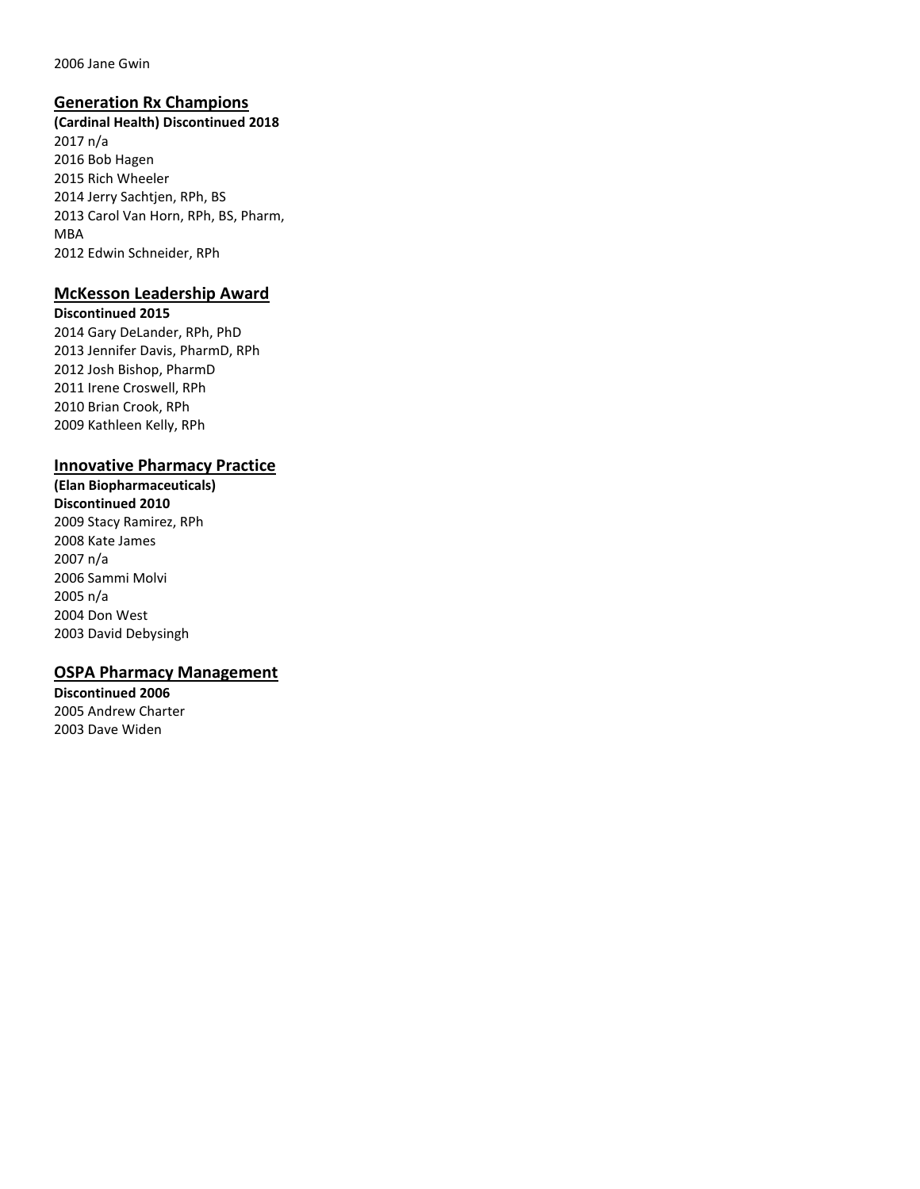2006 Jane Gwin

## Generation Rx Champions

**(Cardinal Health) Discontinued 2018**

2017 n/a
2016 Bob Hagen
2015 Rich Wheeler
2014 Jerry Sachtjen, RPh, BS
2013 Carol Van Horn, RPh, BS, Pharm, MBA
2012 Edwin Schneider, RPh

## McKesson Leadership Award

**Discontinued 2015**

2014 Gary DeLander, RPh, PhD
2013 Jennifer Davis, PharmD, RPh
2012 Josh Bishop, PharmD
2011 Irene Croswell, RPh
2010 Brian Crook, RPh
2009 Kathleen Kelly, RPh

## Innovative Pharmacy Practice

**(Elan Biopharmaceuticals)**
**Discontinued 2010**

2009 Stacy Ramirez, RPh
2008 Kate James
2007 n/a
2006 Sammi Molvi
2005 n/a
2004 Don West
2003 David Debysingh

## OSPA Pharmacy Management

**Discontinued 2006**

2005 Andrew Charter
2003 Dave Widen